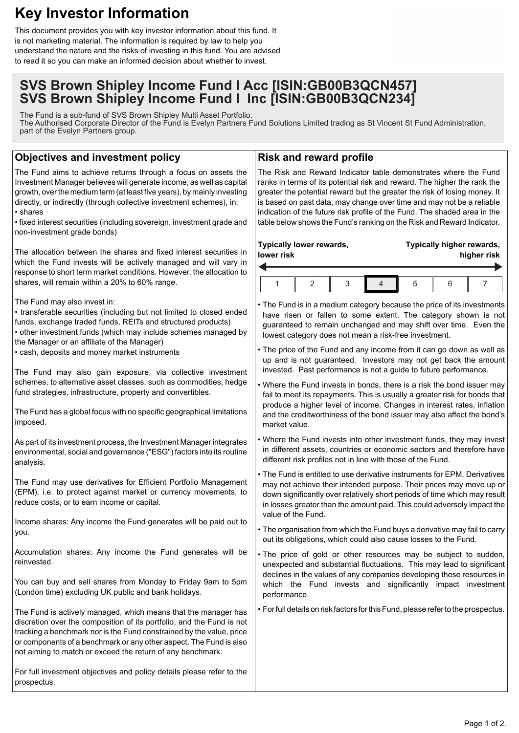# Key Investor Information

This document provides you with key investor information about this fund. It is not marketing material. The information is required by law to help you understand the nature and the risks of investing in this fund. You are advised to read it so you can make an informed decision about whether to invest.

## SVS Brown Shipley Income Fund I Acc [ISIN:GB00B3QCN457]
## SVS Brown Shipley Income Fund I Inc [ISIN:GB00B3QCN234]

The Fund is a sub-fund of SVS Brown Shipley Multi Asset Portfolio.
The Authorised Corporate Director of the Fund is Evelyn Partners Fund Solutions Limited trading as St Vincent St Fund Administration, part of the Evelyn Partners group.

### Objectives and investment policy

The Fund aims to achieve returns through a focus on assets the Investment Manager believes will generate income, as well as capital growth, over the medium term (at least five years), by mainly investing directly, or indirectly (through collective investment schemes), in:
- shares
- fixed interest securities (including sovereign, investment grade and non-investment grade bonds)

The allocation between the shares and fixed interest securities in which the Fund invests will be actively managed and will vary in response to short term market conditions. However, the allocation to shares, will remain within a 20% to 60% range.

The Fund may also invest in:
- transferable securities (including but not limited to closed ended funds, exchange traded funds, REITs and structured products)
- other investment funds (which may include schemes managed by the Manager or an affiliate of the Manager)
- cash, deposits and money market instruments

The Fund may also gain exposure, via collective investment schemes, to alternative asset classes, such as commodities, hedge fund strategies, infrastructure, property and convertibles.

The Fund has a global focus with no specific geographical limitations imposed.

As part of its investment process, the Investment Manager integrates environmental, social and governance ("ESG") factors into its routine analysis.

The Fund may use derivatives for Efficient Portfolio Management (EPM), i.e. to protect against market or currency movements, to reduce costs, or to earn income or capital.

Income shares: Any income the Fund generates will be paid out to you.

Accumulation shares: Any income the Fund generates will be reinvested.

You can buy and sell shares from Monday to Friday 9am to 5pm (London time) excluding UK public and bank holidays.

The Fund is actively managed, which means that the manager has discretion over the composition of its portfolio, and the Fund is not tracking a benchmark nor is the Fund constrained by the value, price or components of a benchmark or any other aspect. The Fund is also not aiming to match or exceed the return of any benchmark.

For full investment objectives and policy details please refer to the prospectus.

### Risk and reward profile

The Risk and Reward Indicator table demonstrates where the Fund ranks in terms of its potential risk and reward. The higher the rank the greater the potential reward but the greater the risk of losing money. It is based on past data, may change over time and may not be a reliable indication of the future risk profile of the Fund. The shaded area in the table below shows the Fund's ranking on the Risk and Reward Indicator.

**Typically lower rewards, lower risk** ← → **Typically higher rewards, higher risk**

| 1 | 2 | 3 | **4** | 5 | 6 | 7 |
|---|---|---|---|---|---|---|

- The Fund is in a medium category because the price of its investments have risen or fallen to some extent. The category shown is not guaranteed to remain unchanged and may shift over time. Even the lowest category does not mean a risk-free investment.
- The price of the Fund and any income from it can go down as well as up and is not guaranteed. Investors may not get back the amount invested. Past performance is not a guide to future performance.
- Where the Fund invests in bonds, there is a risk the bond issuer may fail to meet its repayments. This is usually a greater risk for bonds that produce a higher level of income. Changes in interest rates, inflation and the creditworthiness of the bond issuer may also affect the bond's market value.
- Where the Fund invests into other investment funds, they may invest in different assets, countries or economic sectors and therefore have different risk profiles not in line with those of the Fund.
- The Fund is entitled to use derivative instruments for EPM. Derivatives may not achieve their intended purpose. Their prices may move up or down significantly over relatively short periods of time which may result in losses greater than the amount paid. This could adversely impact the value of the Fund.
- The organisation from which the Fund buys a derivative may fail to carry out its obligations, which could also cause losses to the Fund.
- The price of gold or other resources may be subject to sudden, unexpected and substantial fluctuations. This may lead to significant declines in the values of any companies developing these resources in which the Fund invests and significantly impact investment performance.
- For full details on risk factors for this Fund, please refer to the prospectus.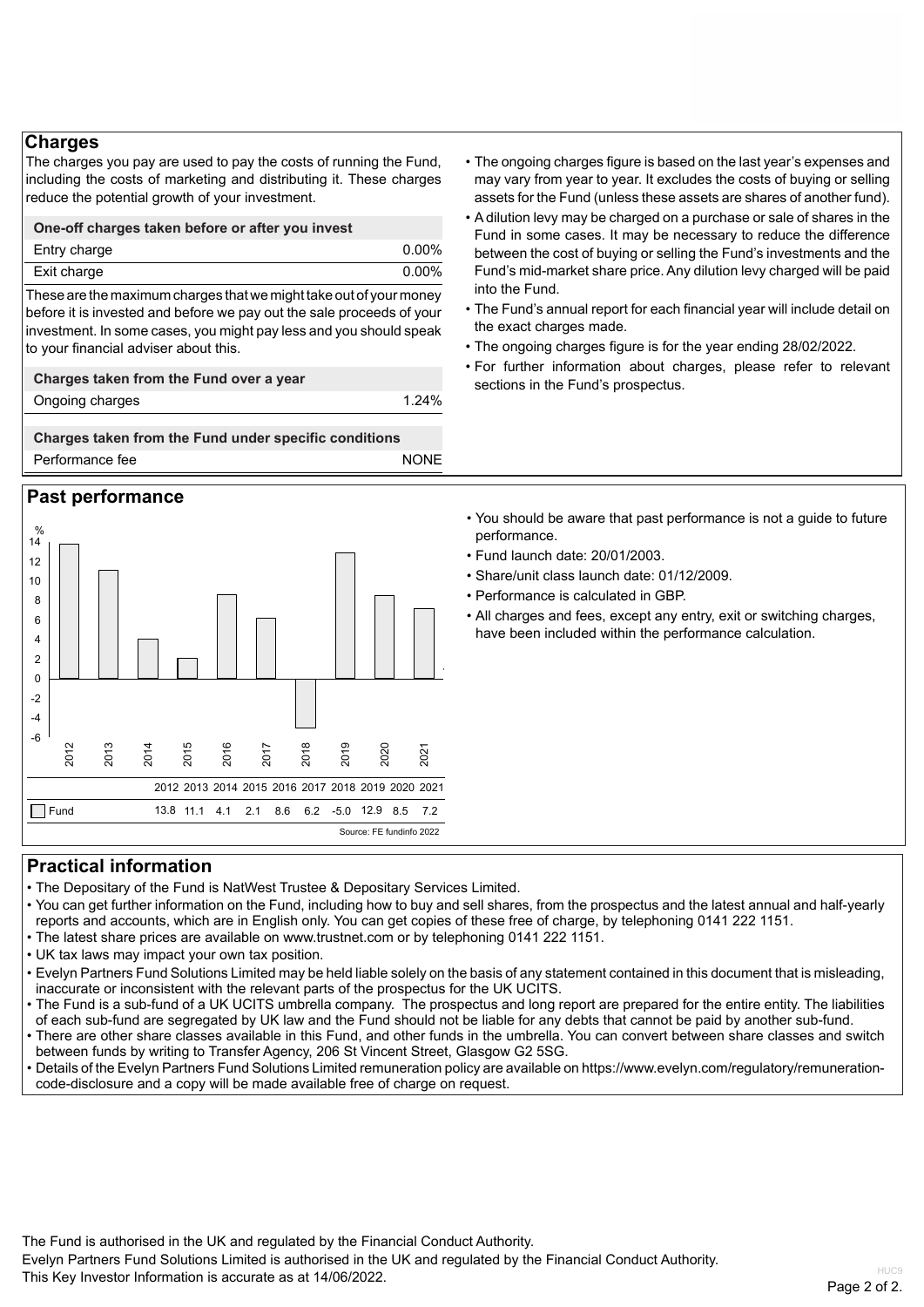## Charges

The charges you pay are used to pay the costs of running the Fund, including the costs of marketing and distributing it. These charges reduce the potential growth of your investment.

| One-off charges taken before or after you invest | |
|---|---|
| Entry charge | 0.00% |
| Exit charge | 0.00% |

These are the maximum charges that we might take out of your money before it is invested and before we pay out the sale proceeds of your investment. In some cases, you might pay less and you should speak to your financial adviser about this.

| Charges taken from the Fund over a year | |
|---|---|
| Ongoing charges | 1.24% |

| Charges taken from the Fund under specific conditions | |
|---|---|
| Performance fee | NONE |

- The ongoing charges figure is based on the last year's expenses and may vary from year to year. It excludes the costs of buying or selling assets for the Fund (unless these assets are shares of another fund).
- A dilution levy may be charged on a purchase or sale of shares in the Fund in some cases. It may be necessary to reduce the difference between the cost of buying or selling the Fund's investments and the Fund's mid-market share price. Any dilution levy charged will be paid into the Fund.
- The Fund's annual report for each financial year will include detail on the exact charges made.
- The ongoing charges figure is for the year ending 28/02/2022.
- For further information about charges, please refer to relevant sections in the Fund's prospectus.

## Past performance

%
14
12
10
8
6
4
2
0
-2
-4
-6

2012 2013 2014 2015 2016 2017 2018 2019 2020 2021

Fund 13.8 11.1 4.1 2.1 8.6 6.2 -5.0 12.9 8.5 7.2

Source: FE fundinfo 2022

- You should be aware that past performance is not a guide to future performance.
- Fund launch date: 20/01/2003.
- Share/unit class launch date: 01/12/2009.
- Performance is calculated in GBP.
- All charges and fees, except any entry, exit or switching charges, have been included within the performance calculation.

## Practical information

- The Depositary of the Fund is NatWest Trustee & Depositary Services Limited.
- You can get further information on the Fund, including how to buy and sell shares, from the prospectus and the latest annual and half-yearly reports and accounts, which are in English only. You can get copies of these free of charge, by telephoning 0141 222 1151.
- The latest share prices are available on www.trustnet.com or by telephoning 0141 222 1151.
- UK tax laws may impact your own tax position.
- Evelyn Partners Fund Solutions Limited may be held liable solely on the basis of any statement contained in this document that is misleading, inaccurate or inconsistent with the relevant parts of the prospectus for the UK UCITS.
- The Fund is a sub-fund of a UK UCITS umbrella company. The prospectus and long report are prepared for the entire entity. The liabilities of each sub-fund are segregated by UK law and the Fund should not be liable for any debts that cannot be paid by another sub-fund.
- There are other share classes available in this Fund, and other funds in the umbrella. You can convert between share classes and switch between funds by writing to Transfer Agency, 206 St Vincent Street, Glasgow G2 5SG.
- Details of the Evelyn Partners Fund Solutions Limited remuneration policy are available on https://www.evelyn.com/regulatory/remuneration-code-disclosure and a copy will be made available free of charge on request.

The Fund is authorised in the UK and regulated by the Financial Conduct Authority.
Evelyn Partners Fund Solutions Limited is authorised in the UK and regulated by the Financial Conduct Authority.
This Key Investor Information is accurate as at 14/06/2022.